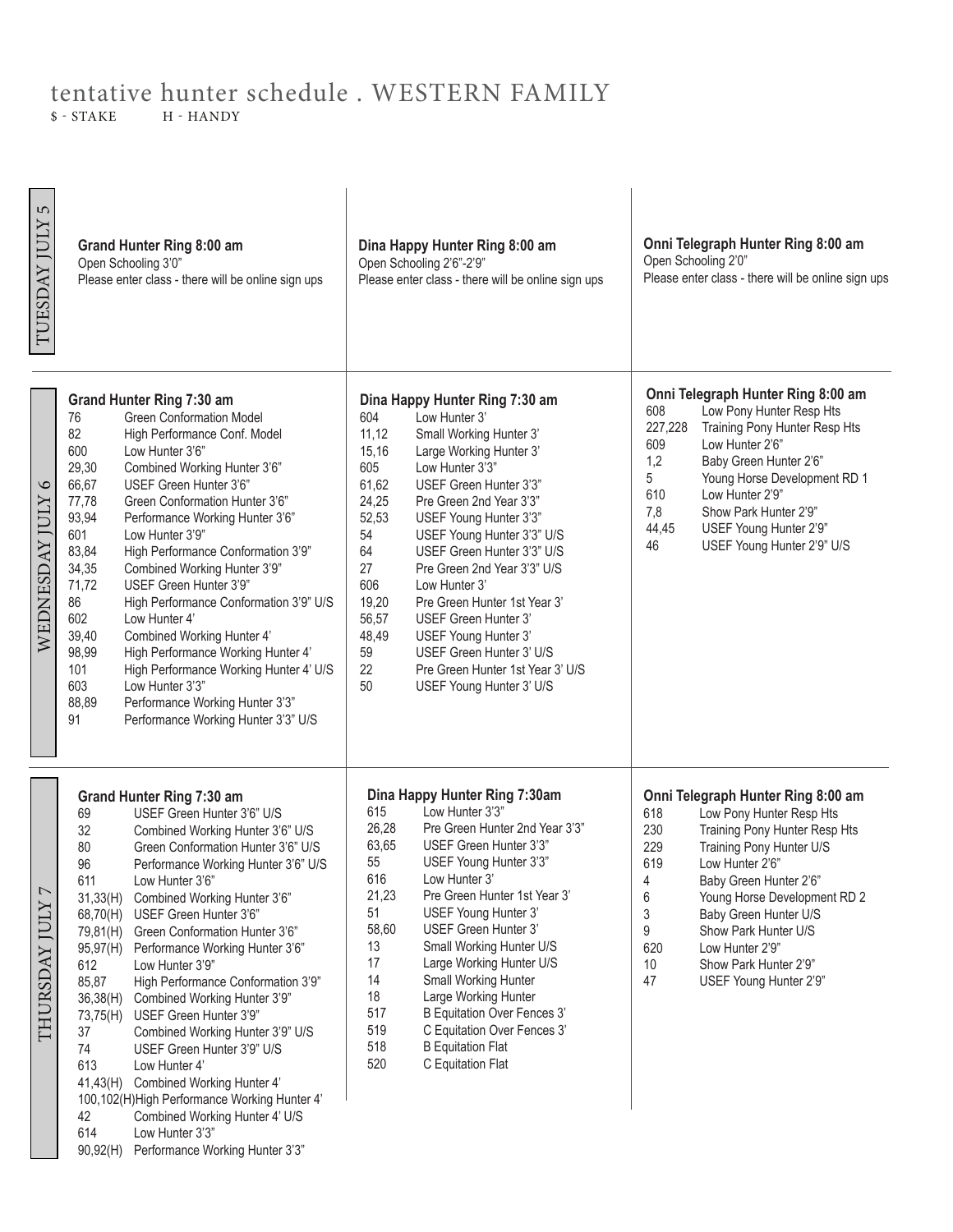# tentative hunter schedule . WESTERN FAMILY

$ - STAKE    H - HANDY

## TUESDAY JULY 5

### Grand Hunter Ring 8:00 am
Open Schooling 3'0"
Please enter class - there will be online sign ups

### Dina Happy Hunter Ring 8:00 am
Open Schooling 2'6"-2'9"
Please enter class - there will be online sign ups

### Onni Telegraph Hunter Ring 8:00 am
Open Schooling 2'0"
Please enter class - there will be online sign ups

## WEDNESDAY JULY 6

### Grand Hunter Ring 7:30 am

| Class | Description |
|---|---|
| 76 | Green Conformation Model |
| 82 | High Performance Conf. Model |
| 600 | Low Hunter 3'6" |
| 29,30 | Combined Working Hunter 3'6" |
| 66,67 | USEF Green Hunter 3'6" |
| 77,78 | Green Conformation Hunter 3'6" |
| 93,94 | Performance Working Hunter 3'6" |
| 601 | Low Hunter 3'9" |
| 83,84 | High Performance Conformation 3'9" |
| 34,35 | Combined Working Hunter 3'9" |
| 71,72 | USEF Green Hunter 3'9" |
| 86 | High Performance Conformation 3'9" U/S |
| 602 | Low Hunter 4' |
| 39,40 | Combined Working Hunter 4' |
| 98,99 | High Performance Working Hunter 4' |
| 101 | High Performance Working Hunter 4' U/S |
| 603 | Low Hunter 3'3" |
| 88,89 | Performance Working Hunter 3'3" |
| 91 | Performance Working Hunter 3'3" U/S |

### Dina Happy Hunter Ring 7:30 am

| Class | Description |
|---|---|
| 604 | Low Hunter 3' |
| 11,12 | Small Working Hunter 3' |
| 15,16 | Large Working Hunter 3' |
| 605 | Low Hunter 3'3" |
| 61,62 | USEF Green Hunter 3'3" |
| 24,25 | Pre Green 2nd Year 3'3" |
| 52,53 | USEF Young Hunter 3'3" |
| 54 | USEF Young Hunter 3'3" U/S |
| 64 | USEF Green Hunter 3'3" U/S |
| 27 | Pre Green 2nd Year 3'3" U/S |
| 606 | Low Hunter 3' |
| 19,20 | Pre Green Hunter 1st Year 3' |
| 56,57 | USEF Green Hunter 3' |
| 48,49 | USEF Young Hunter 3' |
| 59 | USEF Green Hunter 3' U/S |
| 22 | Pre Green Hunter 1st Year 3' U/S |
| 50 | USEF Young Hunter 3' U/S |

### Onni Telegraph Hunter Ring 8:00 am

| Class | Description |
|---|---|
| 608 | Low Pony Hunter Resp Hts |
| 227,228 | Training Pony Hunter Resp Hts |
| 609 | Low Hunter 2'6" |
| 1,2 | Baby Green Hunter 2'6" |
| 5 | Young Horse Development RD 1 |
| 610 | Low Hunter 2'9" |
| 7,8 | Show Park Hunter 2'9" |
| 44,45 | USEF Young Hunter 2'9" |
| 46 | USEF Young Hunter 2'9" U/S |

## THURSDAY JULY 7

### Grand Hunter Ring 7:30 am

| Class | Description |
|---|---|
| 69 | USEF Green Hunter 3'6" U/S |
| 32 | Combined Working Hunter 3'6" U/S |
| 80 | Green Conformation Hunter 3'6" U/S |
| 96 | Performance Working Hunter 3'6" U/S |
| 611 | Low Hunter 3'6" |
| 31,33(H) | Combined Working Hunter 3'6" |
| 68,70(H) | USEF Green Hunter 3'6" |
| 79,81(H) | Green Conformation Hunter 3'6" |
| 95,97(H) | Performance Working Hunter 3'6" |
| 612 | Low Hunter 3'9" |
| 85,87 | High Performance Conformation 3'9" |
| 36,38(H) | Combined Working Hunter 3'9" |
| 73,75(H) | USEF Green Hunter 3'9" |
| 37 | Combined Working Hunter 3'9" U/S |
| 74 | USEF Green Hunter 3'9" U/S |
| 613 | Low Hunter 4' |
| 41,43(H) | Combined Working Hunter 4' |
| 100,102(H) | High Performance Working Hunter 4' |
| 42 | Combined Working Hunter 4' U/S |
| 614 | Low Hunter 3'3" |
| 90,92(H) | Performance Working Hunter 3'3" |

### Dina Happy Hunter Ring 7:30am

| Class | Description |
|---|---|
| 615 | Low Hunter 3'3" |
| 26,28 | Pre Green Hunter 2nd Year 3'3" |
| 63,65 | USEF Green Hunter 3'3" |
| 55 | USEF Young Hunter 3'3" |
| 616 | Low Hunter 3' |
| 21,23 | Pre Green Hunter 1st Year 3' |
| 51 | USEF Young Hunter 3' |
| 58,60 | USEF Green Hunter 3' |
| 13 | Small Working Hunter U/S |
| 17 | Large Working Hunter U/S |
| 14 | Small Working Hunter |
| 18 | Large Working Hunter |
| 517 | B Equitation Over Fences 3' |
| 519 | C Equitation Over Fences 3' |
| 518 | B Equitation Flat |
| 520 | C Equitation Flat |

### Onni Telegraph Hunter Ring 8:00 am

| Class | Description |
|---|---|
| 618 | Low Pony Hunter Resp Hts |
| 230 | Training Pony Hunter Resp Hts |
| 229 | Training Pony Hunter U/S |
| 619 | Low Hunter 2'6" |
| 4 | Baby Green Hunter 2'6" |
| 6 | Young Horse Development RD 2 |
| 3 | Baby Green Hunter U/S |
| 9 | Show Park Hunter U/S |
| 620 | Low Hunter 2'9" |
| 10 | Show Park Hunter 2'9" |
| 47 | USEF Young Hunter 2'9" |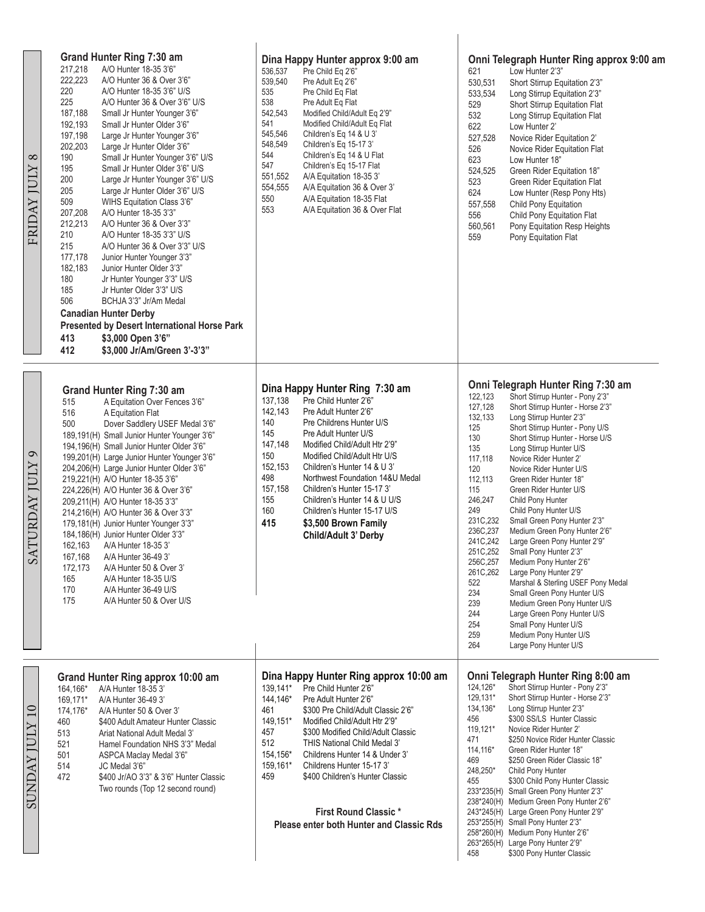## FRIDAY JULY 8

### Grand Hunter Ring 7:30 am

| Class | Description |
|---|---|
| 217,218 | A/O Hunter 18-35 3'6" |
| 222,223 | A/O Hunter 36 & Over 3'6" |
| 220 | A/O Hunter 18-35 3'6" U/S |
| 225 | A/O Hunter 36 & Over 3'6" U/S |
| 187,188 | Small Jr Hunter Younger 3'6" |
| 192,193 | Small Jr Hunter Older 3'6" |
| 197,198 | Large Jr Hunter Younger 3'6" |
| 202,203 | Large Jr Hunter Older 3'6" |
| 190 | Small Jr Hunter Younger 3'6" U/S |
| 195 | Small Jr Hunter Older 3'6" U/S |
| 200 | Large Jr Hunter Younger 3'6" U/S |
| 205 | Large Jr Hunter Older 3'6" U/S |
| 509 | WIHS Equitation Class 3'6" |
| 207,208 | A/O Hunter 18-35 3'3" |
| 212,213 | A/O Hunter 36 & Over 3'3" |
| 210 | A/O Hunter 18-35 3'3" U/S |
| 215 | A/O Hunter 36 & Over 3'3" U/S |
| 177,178 | Junior Hunter Younger 3'3" |
| 182,183 | Junior Hunter Older 3'3" |
| 180 | Jr Hunter Younger 3'3" U/S |
| 185 | Jr Hunter Older 3'3" U/S |
| 506 | BCHJA 3'3" Jr/Am Medal |

**Canadian Hunter Derby**

**Presented by Desert International Horse Park**

| Class | Description |
|---|---|
| **413** | **$3,000 Open 3'6"** |
| **412** | **$3,000 Jr/Am/Green 3'-3'3"** |

### Dina Happy Hunter approx 9:00 am

| Class | Description |
|---|---|
| 536,537 | Pre Child Eq 2'6" |
| 539,540 | Pre Adult Eq 2'6" |
| 535 | Pre Child Eq Flat |
| 538 | Pre Adult Eq Flat |
| 542,543 | Modified Child/Adult Eq 2'9" |
| 541 | Modified Child/Adult Eq Flat |
| 545,546 | Children's Eq 14 & U 3' |
| 548,549 | Children's Eq 15-17 3' |
| 544 | Children's Eq 14 & U Flat |
| 547 | Children's Eq 15-17 Flat |
| 551,552 | A/A Equitation 18-35 3' |
| 554,555 | A/A Equitation 36 & Over 3' |
| 550 | A/A Equitation 18-35 Flat |
| 553 | A/A Equitation 36 & Over Flat |

### Onni Telegraph Hunter Ring approx 9:00 am

| Class | Description |
|---|---|
| 621 | Low Hunter 2'3" |
| 530,531 | Short Stirrup Equitation 2'3" |
| 533,534 | Long Stirrup Equitation 2'3" |
| 529 | Short Stirrup Equitation Flat |
| 532 | Long Stirrup Equitation Flat |
| 622 | Low Hunter 2' |
| 527,528 | Novice Rider Equitation 2' |
| 526 | Novice Rider Equitation Flat |
| 623 | Low Hunter 18" |
| 524,525 | Green Rider Equitation 18" |
| 523 | Green Rider Equitation Flat |
| 624 | Low Hunter (Resp Pony Hts) |
| 557,558 | Child Pony Equitation |
| 556 | Child Pony Equitation Flat |
| 560,561 | Pony Equitation Resp Heights |
| 559 | Pony Equitation Flat |

## SATURDAY JULY 9

### Grand Hunter Ring 7:30 am

| Class | Description |
|---|---|
| 515 | A Equitation Over Fences 3'6" |
| 516 | A Equitation Flat |
| 500 | Dover Saddlery USEF Medal 3'6" |
| 189,191(H) | Small Junior Hunter Younger 3'6" |
| 194,196(H) | Small Junior Hunter Older 3'6" |
| 199,201(H) | Large Junior Hunter Younger 3'6" |
| 204,206(H) | Large Junior Hunter Older 3'6" |
| 219,221(H) | A/O Hunter 18-35 3'6" |
| 224,226(H) | A/O Hunter 36 & Over 3'6" |
| 209,211(H) | A/O Hunter 18-35 3'3" |
| 214,216(H) | A/O Hunter 36 & Over 3'3" |
| 179,181(H) | Junior Hunter Younger 3'3" |
| 184,186(H) | Junior Hunter Older 3'3" |
| 162,163 | A/A Hunter 18-35 3' |
| 167,168 | A/A Hunter 36-49 3' |
| 172,173 | A/A Hunter 50 & Over 3' |
| 165 | A/A Hunter 18-35 U/S |
| 170 | A/A Hunter 36-49 U/S |
| 175 | A/A Hunter 50 & Over U/S |

### Dina Happy Hunter Ring 7:30 am

| Class | Description |
|---|---|
| 137,138 | Pre Child Hunter 2'6" |
| 142,143 | Pre Adult Hunter 2'6" |
| 140 | Pre Childrens Hunter U/S |
| 145 | Pre Adult Hunter U/S |
| 147,148 | Modified Child/Adult Htr 2'9" |
| 150 | Modified Child/Adult Htr U/S |
| 152,153 | Children's Hunter 14 & U 3' |
| 498 | Northwest Foundation 14&U Medal |
| 157,158 | Children's Hunter 15-17 3' |
| 155 | Children's Hunter 14 & U U/S |
| 160 | Children's Hunter 15-17 U/S |
| **415** | **$3,500 Brown Family Child/Adult 3' Derby** |

### Onni Telegraph Hunter Ring 7:30 am

| Class | Description |
|---|---|
| 122,123 | Short Stirrup Hunter - Pony 2'3" |
| 127,128 | Short Stirrup Hunter - Horse 2'3" |
| 132,133 | Long Stirrup Hunter 2'3" |
| 125 | Short Stirrup Hunter - Pony U/S |
| 130 | Short Stirrup Hunter - Horse U/S |
| 135 | Long Stirrup Hunter U/S |
| 117,118 | Novice Rider Hunter 2' |
| 120 | Novice Rider Hunter U/S |
| 112,113 | Green Rider Hunter 18" |
| 115 | Green Rider Hunter U/S |
| 246,247 | Child Pony Hunter |
| 249 | Child Pony Hunter U/S |
| 231C,232 | Small Green Pony Hunter 2'3" |
| 236C,237 | Medium Green Pony Hunter 2'6" |
| 241C,242 | Large Green Pony Hunter 2'9" |
| 251C,252 | Small Pony Hunter 2'3" |
| 256C,257 | Medium Pony Hunter 2'6" |
| 261C,262 | Large Pony Hunter 2'9" |
| 522 | Marshal & Sterling USEF Pony Medal |
| 234 | Small Green Pony Hunter U/S |
| 239 | Medium Green Pony Hunter U/S |
| 244 | Large Green Pony Hunter U/S |
| 254 | Small Pony Hunter U/S |
| 259 | Medium Pony Hunter U/S |
| 264 | Large Pony Hunter U/S |

## SUNDAY JULY 10

### Grand Hunter Ring approx 10:00 am

| Class | Description |
|---|---|
| 164,166* | A/A Hunter 18-35 3' |
| 169,171* | A/A Hunter 36-49 3' |
| 174,176* | A/A Hunter 50 & Over 3' |
| 460 | $400 Adult Amateur Hunter Classic |
| 513 | Ariat National Adult Medal 3' |
| 521 | Hamel Foundation NHS 3'3" Medal |
| 501 | ASPCA Maclay Medal 3'6" |
| 514 | JC Medal 3'6" |
| 472 | $400 Jr/AO 3'3" & 3'6" Hunter Classic Two rounds (Top 12 second round) |

### Dina Happy Hunter Ring approx 10:00 am

| Class | Description |
|---|---|
| 139,141* | Pre Child Hunter 2'6" |
| 144,146* | Pre Adult Hunter 2'6" |
| 461 | $300 Pre Child/Adult Classic 2'6" |
| 149,151* | Modified Child/Adult Htr 2'9" |
| 457 | $300 Modified Child/Adult Classic |
| 512 | THIS National Child Medal 3' |
| 154,156* | Childrens Hunter 14 & Under 3' |
| 159,161* | Childrens Hunter 15-17 3' |
| 459 | $400 Children's Hunter Classic |

**First Round Classic ***

**Please enter both Hunter and Classic Rds**

### Onni Telegraph Hunter Ring 8:00 am

| Class | Description |
|---|---|
| 124,126* | Short Stirrup Hunter - Pony 2'3" |
| 129,131* | Short Stirrup Hunter - Horse 2'3" |
| 134,136* | Long Stirrup Hunter 2'3" |
| 456 | $300 SS/LS Hunter Classic |
| 119,121* | Novice Rider Hunter 2' |
| 471 | $250 Novice Rider Hunter Classic |
| 114,116* | Green Rider Hunter 18" |
| 469 | $250 Green Rider Classic 18" |
| 248,250* | Child Pony Hunter |
| 455 | $300 Child Pony Hunter Classic |
| 233*235(H) | Small Green Pony Hunter 2'3" |
| 238*240(H) | Medium Green Pony Hunter 2'6" |
| 243*245(H) | Large Green Pony Hunter 2'9" |
| 253*255(H) | Small Pony Hunter 2'3" |
| 258*260(H) | Medium Pony Hunter 2'6" |
| 263*265(H) | Large Pony Hunter 2'9" |
| 458 | $300 Pony Hunter Classic |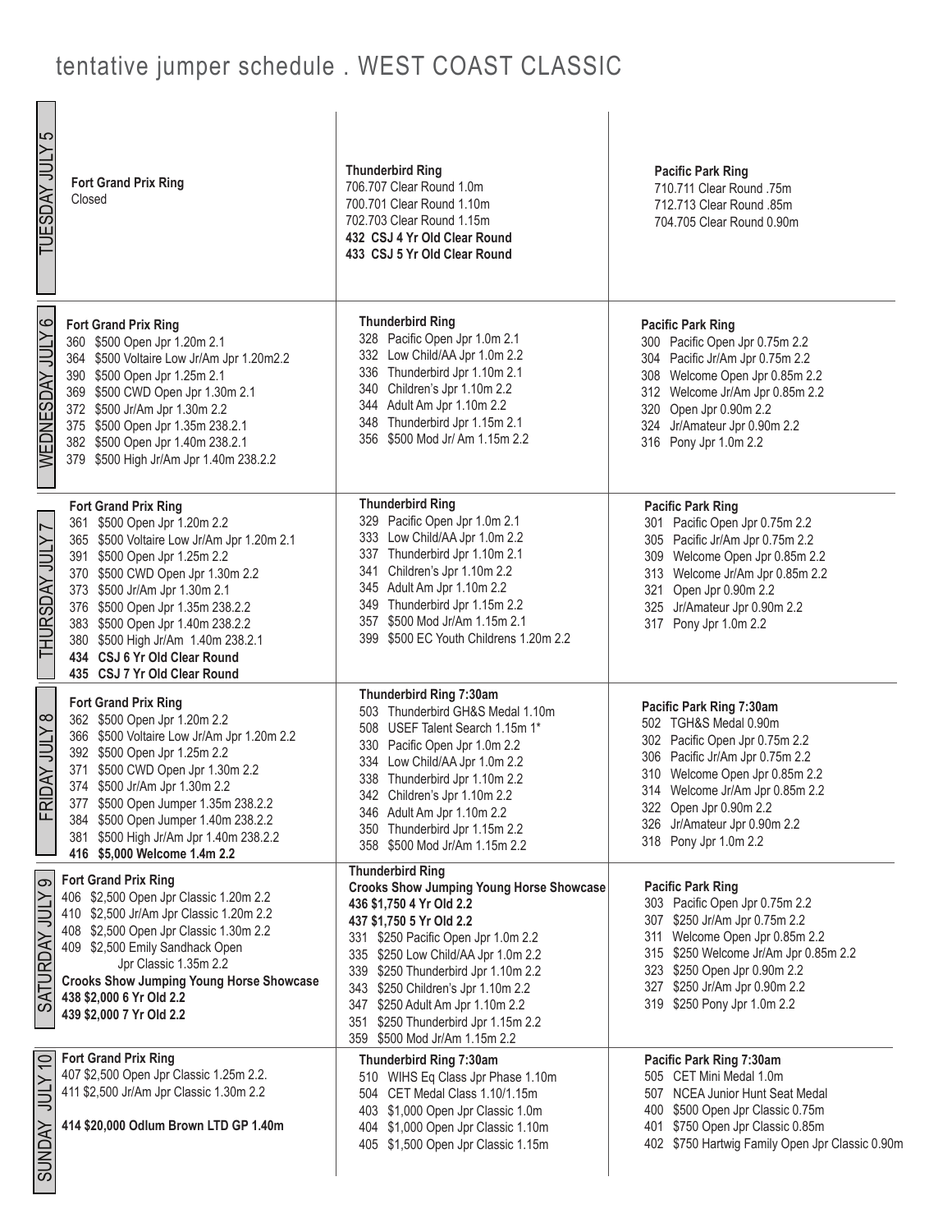# tentative jumper schedule . WEST COAST CLASSIC

## TUESDAY JULY 5

**Fort Grand Prix Ring**
Closed

**Thunderbird Ring**
706.707 Clear Round 1.0m
700.701 Clear Round 1.10m
702.703 Clear Round 1.15m
**432 CSJ 4 Yr Old Clear Round**
**433 CSJ 5 Yr Old Clear Round**

**Pacific Park Ring**
710.711 Clear Round .75m
712.713 Clear Round .85m
704.705 Clear Round 0.90m

## WEDNESDAY JULY 6

**Fort Grand Prix Ring**
360 $500 Open Jpr 1.20m 2.1
364 $500 Voltaire Low Jr/Am Jpr 1.20m2.2
390 $500 Open Jpr 1.25m 2.1
369 $500 CWD Open Jpr 1.30m 2.1
372 $500 Jr/Am Jpr 1.30m 2.2
375 $500 Open Jpr 1.35m 238.2.1
382 $500 Open Jpr 1.40m 238.2.1
379 $500 High Jr/Am Jpr 1.40m 238.2.2

**Thunderbird Ring**
328 Pacific Open Jpr 1.0m 2.1
332 Low Child/AA Jpr 1.0m 2.2
336 Thunderbird Jpr 1.10m 2.1
340 Children's Jpr 1.10m 2.2
344 Adult Am Jpr 1.10m 2.2
348 Thunderbird Jpr 1.15m 2.1
356 $500 Mod Jr/ Am 1.15m 2.2

**Pacific Park Ring**
300 Pacific Open Jpr 0.75m 2.2
304 Pacific Jr/Am Jpr 0.75m 2.2
308 Welcome Open Jpr 0.85m 2.2
312 Welcome Jr/Am Jpr 0.85m 2.2
320 Open Jpr 0.90m 2.2
324 Jr/Amateur Jpr 0.90m 2.2
316 Pony Jpr 1.0m 2.2

## THURSDAY JULY 7

**Fort Grand Prix Ring**
361 $500 Open Jpr 1.20m 2.2
365 $500 Voltaire Low Jr/Am Jpr 1.20m 2.1
391 $500 Open Jpr 1.25m 2.2
370 $500 CWD Open Jpr 1.30m 2.2
373 $500 Jr/Am Jpr 1.30m 2.1
376 $500 Open Jpr 1.35m 238.2.2
383 $500 Open Jpr 1.40m 238.2.2
380 $500 High Jr/Am 1.40m 238.2.1
**434 CSJ 6 Yr Old Clear Round**
**435 CSJ 7 Yr Old Clear Round**

**Thunderbird Ring**
329 Pacific Open Jpr 1.0m 2.1
333 Low Child/AA Jpr 1.0m 2.2
337 Thunderbird Jpr 1.10m 2.1
341 Children's Jpr 1.10m 2.2
345 Adult Am Jpr 1.10m 2.2
349 Thunderbird Jpr 1.15m 2.2
357 $500 Mod Jr/Am 1.15m 2.1
399 $500 EC Youth Childrens 1.20m 2.2

**Pacific Park Ring**
301 Pacific Open Jpr 0.75m 2.2
305 Pacific Jr/Am Jpr 0.75m 2.2
309 Welcome Open Jpr 0.85m 2.2
313 Welcome Jr/Am Jpr 0.85m 2.2
321 Open Jpr 0.90m 2.2
325 Jr/Amateur Jpr 0.90m 2.2
317 Pony Jpr 1.0m 2.2

## FRIDAY JULY 8

**Fort Grand Prix Ring**
362 $500 Open Jpr 1.20m 2.2
366 $500 Voltaire Low Jr/Am Jpr 1.20m 2.2
392 $500 Open Jpr 1.25m 2.2
371 $500 CWD Open Jpr 1.30m 2.2
374 $500 Jr/Am Jpr 1.30m 2.2
377 $500 Open Jumper 1.35m 238.2.2
384 $500 Open Jumper 1.40m 238.2.2
381 $500 High Jr/Am Jpr 1.40m 238.2.2
**416 $5,000 Welcome 1.4m 2.2**

**Thunderbird Ring 7:30am**
503 Thunderbird GH&S Medal 1.10m
508 USEF Talent Search 1.15m 1*
330 Pacific Open Jpr 1.0m 2.2
334 Low Child/AA Jpr 1.0m 2.2
338 Thunderbird Jpr 1.10m 2.2
342 Children's Jpr 1.10m 2.2
346 Adult Am Jpr 1.10m 2.2
350 Thunderbird Jpr 1.15m 2.2
358 $500 Mod Jr/Am 1.15m 2.2

**Pacific Park Ring 7:30am**
502 TGH&S Medal 0.90m
302 Pacific Open Jpr 0.75m 2.2
306 Pacific Jr/Am Jpr 0.75m 2.2
310 Welcome Open Jpr 0.85m 2.2
314 Welcome Jr/Am Jpr 0.85m 2.2
322 Open Jpr 0.90m 2.2
326 Jr/Amateur Jpr 0.90m 2.2
318 Pony Jpr 1.0m 2.2

## SATURDAY JULY 9

**Fort Grand Prix Ring**
406 $2,500 Open Jpr Classic 1.20m 2.2
410 $2,500 Jr/Am Jpr Classic 1.20m 2.2
408 $2,500 Open Jpr Classic 1.30m 2.2
409 $2,500 Emily Sandhack Open Jpr Classic 1.35m 2.2
**Crooks Show Jumping Young Horse Showcase**
**438 $2,000 6 Yr Old 2.2**
**439 $2,000 7 Yr Old 2.2**

**Thunderbird Ring**
**Crooks Show Jumping Young Horse Showcase**
**436 $1,750 4 Yr Old 2.2**
**437 $1,750 5 Yr Old 2.2**
331 $250 Pacific Open Jpr 1.0m 2.2
335 $250 Low Child/AA Jpr 1.0m 2.2
339 $250 Thunderbird Jpr 1.10m 2.2
343 $250 Children's Jpr 1.10m 2.2
347 $250 Adult Am Jpr 1.10m 2.2
351 $250 Thunderbird Jpr 1.15m 2.2
359 $500 Mod Jr/Am 1.15m 2.2

**Pacific Park Ring**
303 Pacific Open Jpr 0.75m 2.2
307 $250 Jr/Am Jpr 0.75m 2.2
311 Welcome Open Jpr 0.85m 2.2
315 $250 Welcome Jr/Am Jpr 0.85m 2.2
323 $250 Open Jpr 0.90m 2.2
327 $250 Jr/Am Jpr 0.90m 2.2
319 $250 Pony Jpr 1.0m 2.2

## SUNDAY JULY 10

**Fort Grand Prix Ring**
407 $2,500 Open Jpr Classic 1.25m 2.2.
411 $2,500 Jr/Am Jpr Classic 1.30m 2.2

**414 $20,000 Odlum Brown LTD GP 1.40m**

**Thunderbird Ring 7:30am**
510 WIHS Eq Class Jpr Phase 1.10m
504 CET Medal Class 1.10/1.15m
403 $1,000 Open Jpr Classic 1.0m
404 $1,000 Open Jpr Classic 1.10m
405 $1,500 Open Jpr Classic 1.15m

**Pacific Park Ring 7:30am**
505 CET Mini Medal 1.0m
507 NCEA Junior Hunt Seat Medal
400 $500 Open Jpr Classic 0.75m
401 $750 Open Jpr Classic 0.85m
402 $750 Hartwig Family Open Jpr Classic 0.90m